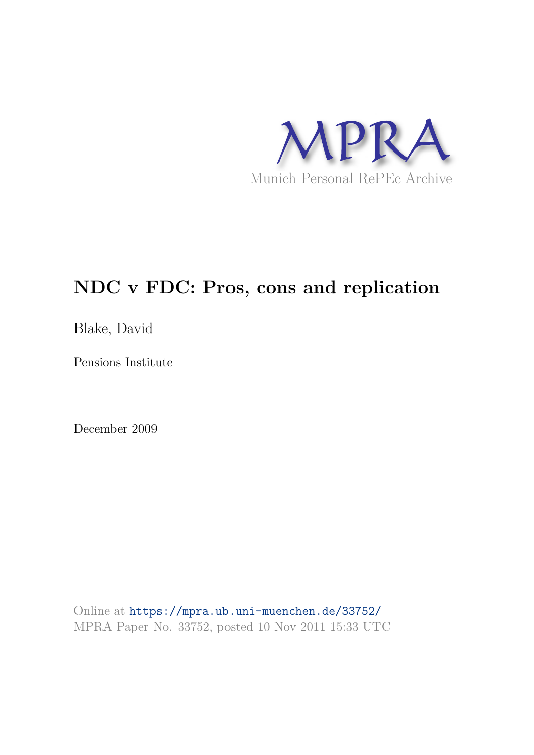MPRA

Munich Personal RePEc Archive

# NDC v FDC: Pros, cons and replication

Blake, David

Pensions Institute

December 2009

Online at https://mpra.ub.uni-muenchen.de/33752/
MPRA Paper No. 33752, posted 10 Nov 2011 15:33 UTC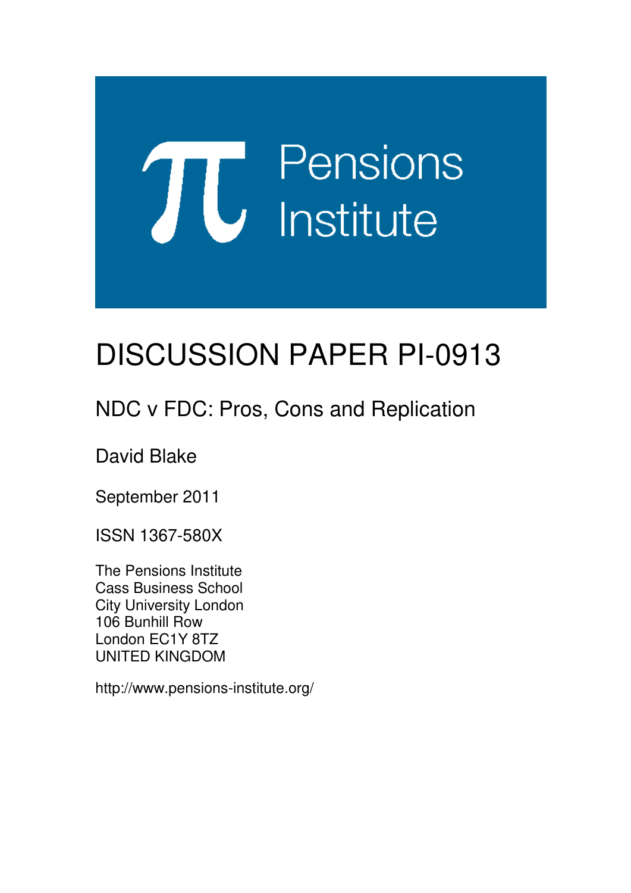Pensions Institute

# DISCUSSION PAPER PI-0913

## NDC v FDC: Pros, Cons and Replication

David Blake

September 2011

ISSN 1367-580X

The Pensions Institute
Cass Business School
City University London
106 Bunhill Row
London EC1Y 8TZ
UNITED KINGDOM

http://www.pensions-institute.org/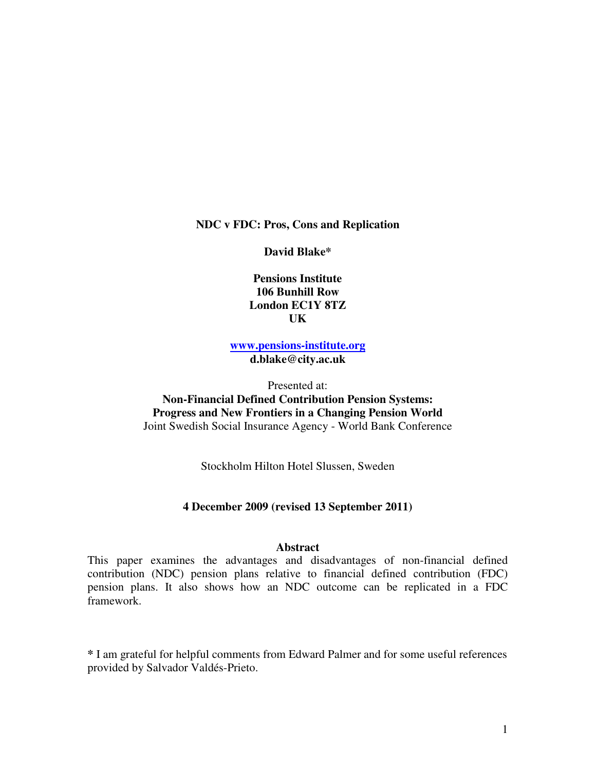**NDC v FDC: Pros, Cons and Replication**

**David Blake***

**Pensions Institute**
**106 Bunhill Row**
**London EC1Y 8TZ**
**UK**

**www.pensions-institute.org**
**d.blake@city.ac.uk**

Presented at:
**Non-Financial Defined Contribution Pension Systems:**
**Progress and New Frontiers in a Changing Pension World**
Joint Swedish Social Insurance Agency - World Bank Conference

Stockholm Hilton Hotel Slussen, Sweden

**4 December 2009 (revised 13 September 2011)**

## Abstract

This paper examines the advantages and disadvantages of non-financial defined contribution (NDC) pension plans relative to financial defined contribution (FDC) pension plans. It also shows how an NDC outcome can be replicated in a FDC framework.

* I am grateful for helpful comments from Edward Palmer and for some useful references provided by Salvador Valdés-Prieto.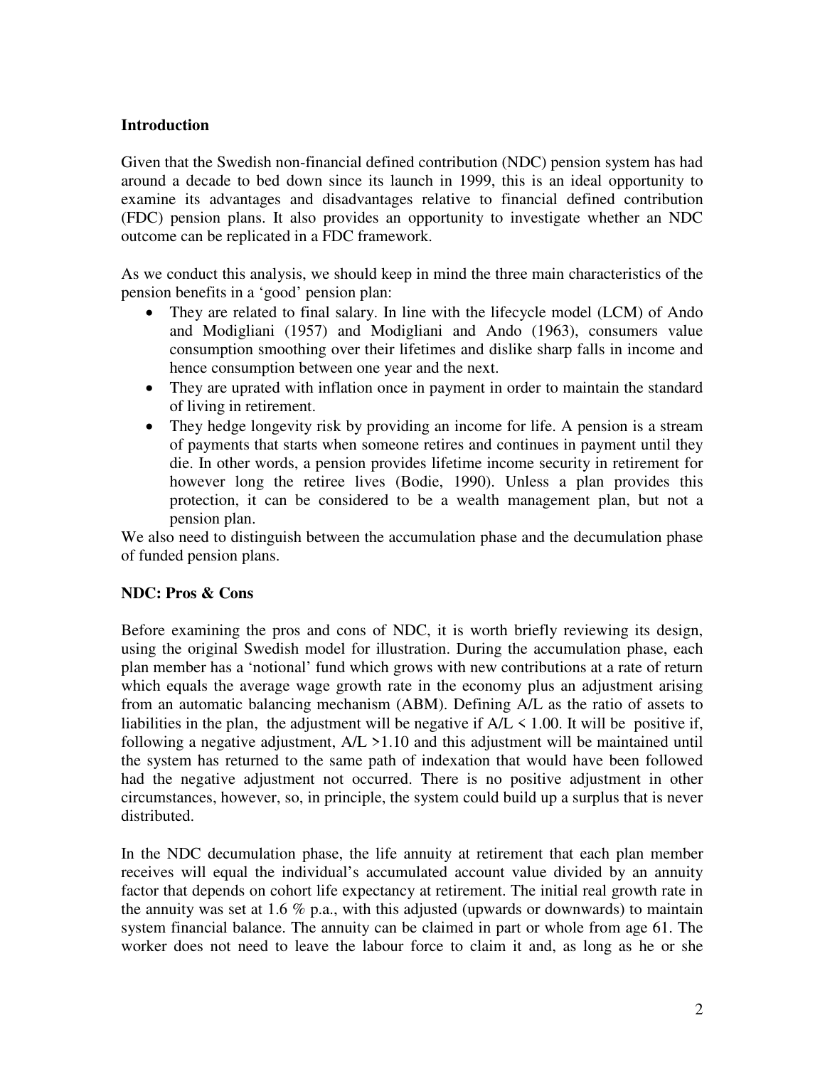## Introduction

Given that the Swedish non-financial defined contribution (NDC) pension system has had around a decade to bed down since its launch in 1999, this is an ideal opportunity to examine its advantages and disadvantages relative to financial defined contribution (FDC) pension plans. It also provides an opportunity to investigate whether an NDC outcome can be replicated in a FDC framework.

As we conduct this analysis, we should keep in mind the three main characteristics of the pension benefits in a 'good' pension plan:

- They are related to final salary. In line with the lifecycle model (LCM) of Ando and Modigliani (1957) and Modigliani and Ando (1963), consumers value consumption smoothing over their lifetimes and dislike sharp falls in income and hence consumption between one year and the next.
- They are uprated with inflation once in payment in order to maintain the standard of living in retirement.
- They hedge longevity risk by providing an income for life. A pension is a stream of payments that starts when someone retires and continues in payment until they die. In other words, a pension provides lifetime income security in retirement for however long the retiree lives (Bodie, 1990). Unless a plan provides this protection, it can be considered to be a wealth management plan, but not a pension plan.

We also need to distinguish between the accumulation phase and the decumulation phase of funded pension plans.

## NDC: Pros & Cons

Before examining the pros and cons of NDC, it is worth briefly reviewing its design, using the original Swedish model for illustration. During the accumulation phase, each plan member has a 'notional' fund which grows with new contributions at a rate of return which equals the average wage growth rate in the economy plus an adjustment arising from an automatic balancing mechanism (ABM). Defining A/L as the ratio of assets to liabilities in the plan, the adjustment will be negative if $A/L < 1.00$. It will be positive if, following a negative adjustment, $A/L > 1.10$ and this adjustment will be maintained until the system has returned to the same path of indexation that would have been followed had the negative adjustment not occurred. There is no positive adjustment in other circumstances, however, so, in principle, the system could build up a surplus that is never distributed.

In the NDC decumulation phase, the life annuity at retirement that each plan member receives will equal the individual's accumulated account value divided by an annuity factor that depends on cohort life expectancy at retirement. The initial real growth rate in the annuity was set at 1.6 % p.a., with this adjusted (upwards or downwards) to maintain system financial balance. The annuity can be claimed in part or whole from age 61. The worker does not need to leave the labour force to claim it and, as long as he or she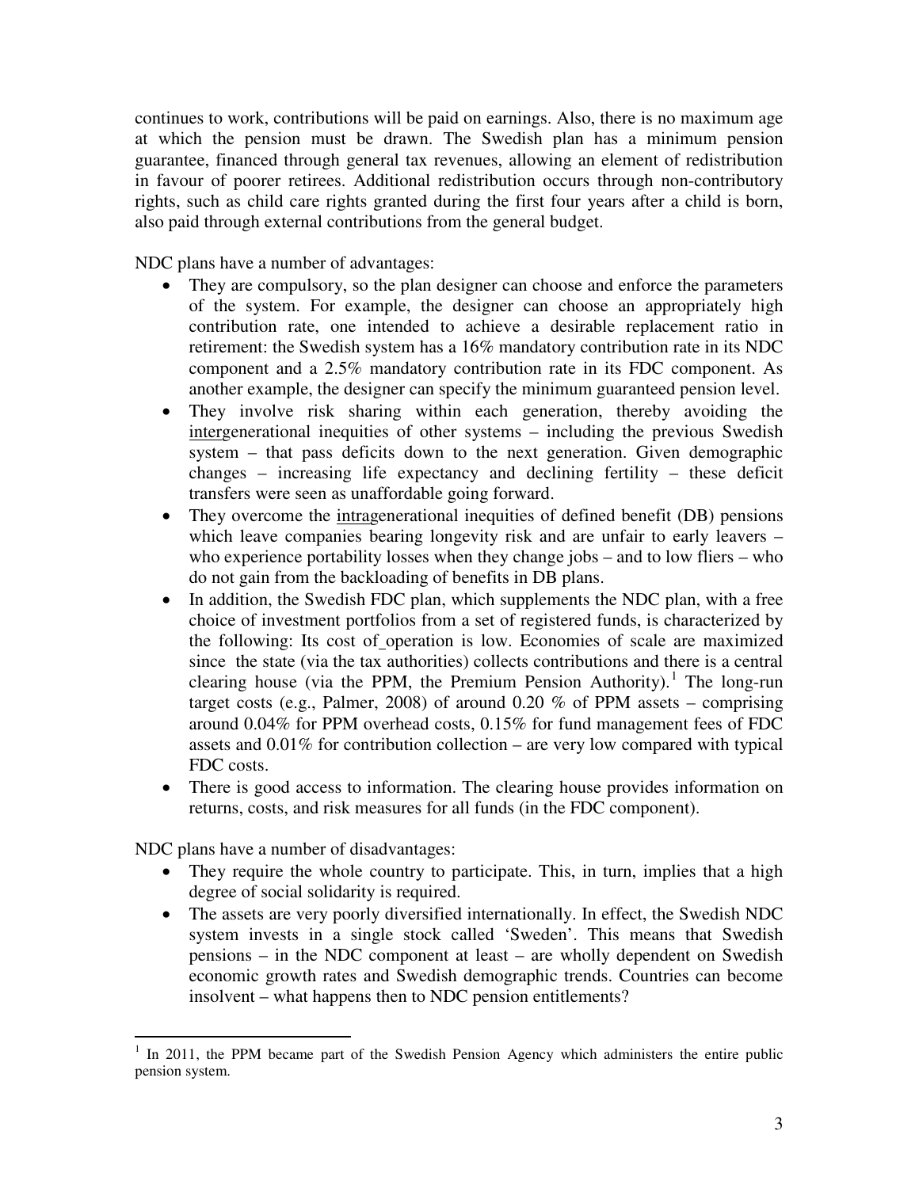continues to work, contributions will be paid on earnings. Also, there is no maximum age at which the pension must be drawn. The Swedish plan has a minimum pension guarantee, financed through general tax revenues, allowing an element of redistribution in favour of poorer retirees. Additional redistribution occurs through non-contributory rights, such as child care rights granted during the first four years after a child is born, also paid through external contributions from the general budget.

NDC plans have a number of advantages:

- They are compulsory, so the plan designer can choose and enforce the parameters of the system. For example, the designer can choose an appropriately high contribution rate, one intended to achieve a desirable replacement ratio in retirement: the Swedish system has a 16% mandatory contribution rate in its NDC component and a 2.5% mandatory contribution rate in its FDC component. As another example, the designer can specify the minimum guaranteed pension level.
- They involve risk sharing within each generation, thereby avoiding the <u>inter</u>generational inequities of other systems – including the previous Swedish system – that pass deficits down to the next generation. Given demographic changes – increasing life expectancy and declining fertility – these deficit transfers were seen as unaffordable going forward.
- They overcome the <u>intra</u>generational inequities of defined benefit (DB) pensions which leave companies bearing longevity risk and are unfair to early leavers – who experience portability losses when they change jobs – and to low fliers – who do not gain from the backloading of benefits in DB plans.
- In addition, the Swedish FDC plan, which supplements the NDC plan, with a free choice of investment portfolios from a set of registered funds, is characterized by the following: Its cost of operation is low. Economies of scale are maximized since the state (via the tax authorities) collects contributions and there is a central clearing house (via the PPM, the Premium Pension Authority).[1] The long-run target costs (e.g., Palmer, 2008) of around 0.20 % of PPM assets – comprising around 0.04% for PPM overhead costs, 0.15% for fund management fees of FDC assets and 0.01% for contribution collection – are very low compared with typical FDC costs.
- There is good access to information. The clearing house provides information on returns, costs, and risk measures for all funds (in the FDC component).

NDC plans have a number of disadvantages:

- They require the whole country to participate. This, in turn, implies that a high degree of social solidarity is required.
- The assets are very poorly diversified internationally. In effect, the Swedish NDC system invests in a single stock called 'Sweden'. This means that Swedish pensions – in the NDC component at least – are wholly dependent on Swedish economic growth rates and Swedish demographic trends. Countries can become insolvent – what happens then to NDC pension entitlements?

[1] In 2011, the PPM became part of the Swedish Pension Agency which administers the entire public pension system.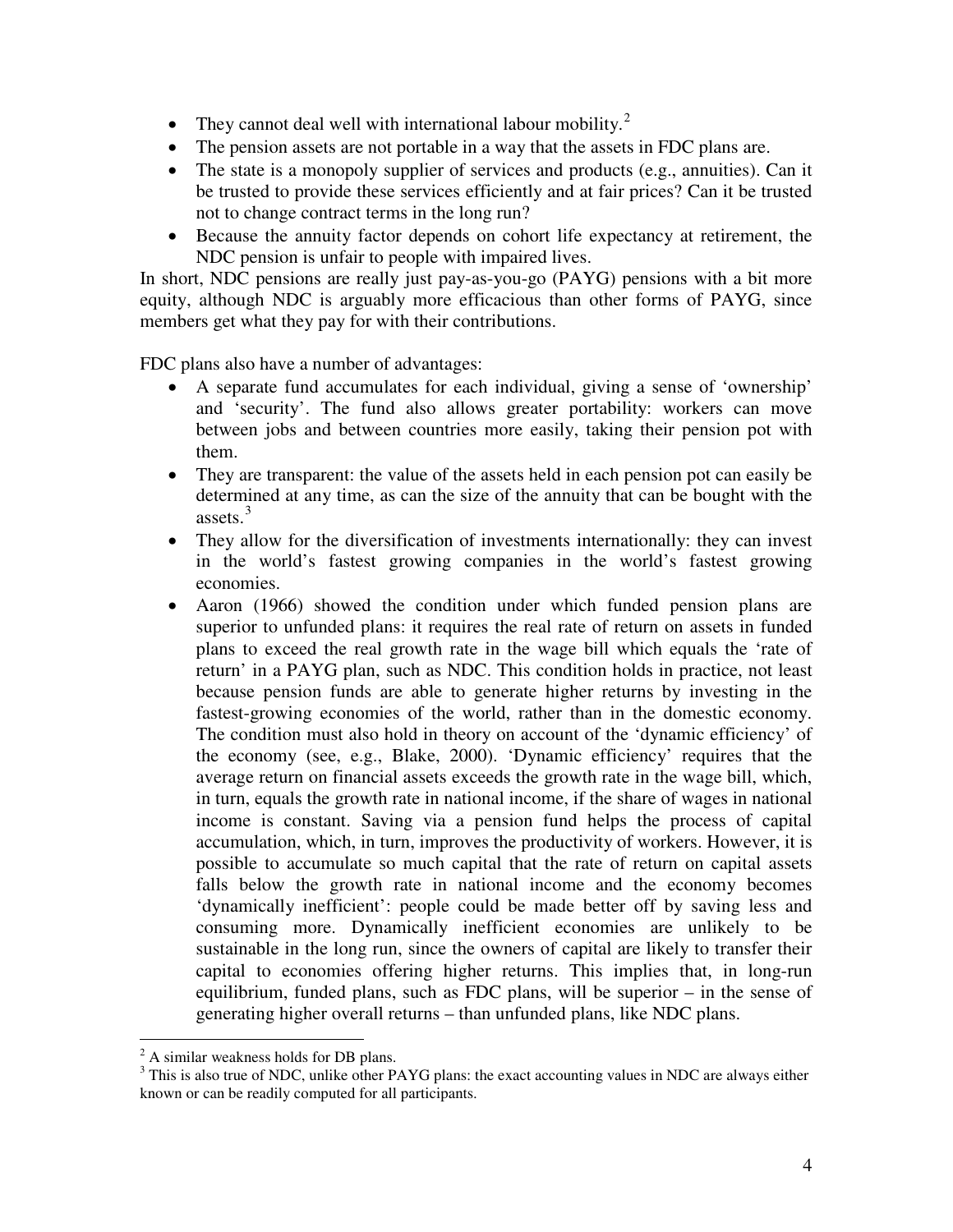- They cannot deal well with international labour mobility.[2]
- The pension assets are not portable in a way that the assets in FDC plans are.
- The state is a monopoly supplier of services and products (e.g., annuities). Can it be trusted to provide these services efficiently and at fair prices? Can it be trusted not to change contract terms in the long run?
- Because the annuity factor depends on cohort life expectancy at retirement, the NDC pension is unfair to people with impaired lives.

In short, NDC pensions are really just pay-as-you-go (PAYG) pensions with a bit more equity, although NDC is arguably more efficacious than other forms of PAYG, since members get what they pay for with their contributions.

FDC plans also have a number of advantages:

- A separate fund accumulates for each individual, giving a sense of 'ownership' and 'security'. The fund also allows greater portability: workers can move between jobs and between countries more easily, taking their pension pot with them.
- They are transparent: the value of the assets held in each pension pot can easily be determined at any time, as can the size of the annuity that can be bought with the assets.[3]
- They allow for the diversification of investments internationally: they can invest in the world's fastest growing companies in the world's fastest growing economies.
- Aaron (1966) showed the condition under which funded pension plans are superior to unfunded plans: it requires the real rate of return on assets in funded plans to exceed the real growth rate in the wage bill which equals the 'rate of return' in a PAYG plan, such as NDC. This condition holds in practice, not least because pension funds are able to generate higher returns by investing in the fastest-growing economies of the world, rather than in the domestic economy. The condition must also hold in theory on account of the 'dynamic efficiency' of the economy (see, e.g., Blake, 2000). 'Dynamic efficiency' requires that the average return on financial assets exceeds the growth rate in the wage bill, which, in turn, equals the growth rate in national income, if the share of wages in national income is constant. Saving via a pension fund helps the process of capital accumulation, which, in turn, improves the productivity of workers. However, it is possible to accumulate so much capital that the rate of return on capital assets falls below the growth rate in national income and the economy becomes 'dynamically inefficient': people could be made better off by saving less and consuming more. Dynamically inefficient economies are unlikely to be sustainable in the long run, since the owners of capital are likely to transfer their capital to economies offering higher returns. This implies that, in long-run equilibrium, funded plans, such as FDC plans, will be superior – in the sense of generating higher overall returns – than unfunded plans, like NDC plans.

[2] A similar weakness holds for DB plans.

[3] This is also true of NDC, unlike other PAYG plans: the exact accounting values in NDC are always either known or can be readily computed for all participants.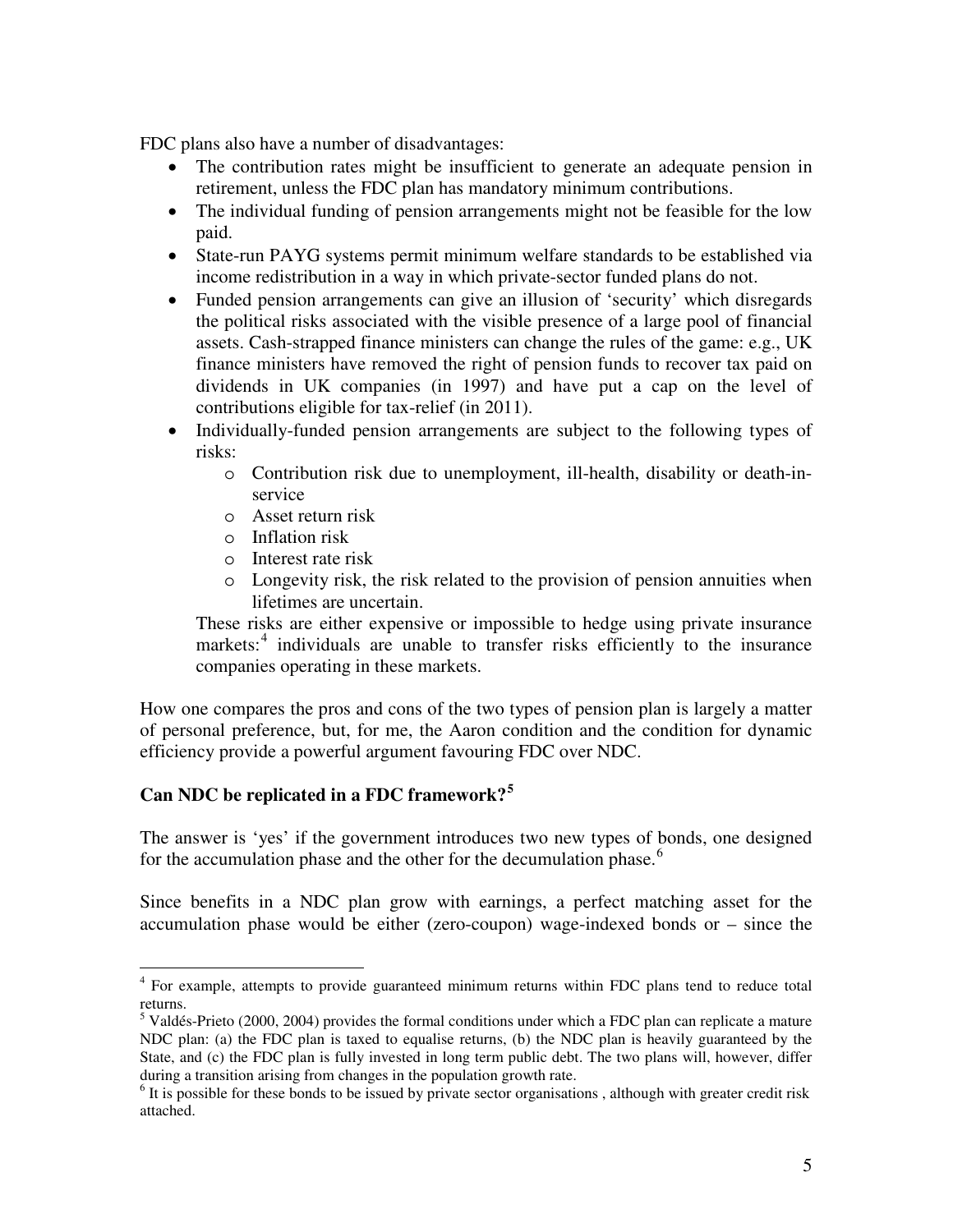FDC plans also have a number of disadvantages:

- The contribution rates might be insufficient to generate an adequate pension in retirement, unless the FDC plan has mandatory minimum contributions.
- The individual funding of pension arrangements might not be feasible for the low paid.
- State-run PAYG systems permit minimum welfare standards to be established via income redistribution in a way in which private-sector funded plans do not.
- Funded pension arrangements can give an illusion of 'security' which disregards the political risks associated with the visible presence of a large pool of financial assets. Cash-strapped finance ministers can change the rules of the game: e.g., UK finance ministers have removed the right of pension funds to recover tax paid on dividends in UK companies (in 1997) and have put a cap on the level of contributions eligible for tax-relief (in 2011).
- Individually-funded pension arrangements are subject to the following types of risks:
    - Contribution risk due to unemployment, ill-health, disability or death-in-service
    - Asset return risk
    - Inflation risk
    - Interest rate risk
    - Longevity risk, the risk related to the provision of pension annuities when lifetimes are uncertain.

  These risks are either expensive or impossible to hedge using private insurance markets:[4] individuals are unable to transfer risks efficiently to the insurance companies operating in these markets.

How one compares the pros and cons of the two types of pension plan is largely a matter of personal preference, but, for me, the Aaron condition and the condition for dynamic efficiency provide a powerful argument favouring FDC over NDC.

## Can NDC be replicated in a FDC framework?[5]

The answer is 'yes' if the government introduces two new types of bonds, one designed for the accumulation phase and the other for the decumulation phase.[6]

Since benefits in a NDC plan grow with earnings, a perfect matching asset for the accumulation phase would be either (zero-coupon) wage-indexed bonds or – since the

---

[4] For example, attempts to provide guaranteed minimum returns within FDC plans tend to reduce total returns.

[5] Valdés-Prieto (2000, 2004) provides the formal conditions under which a FDC plan can replicate a mature NDC plan: (a) the FDC plan is taxed to equalise returns, (b) the NDC plan is heavily guaranteed by the State, and (c) the FDC plan is fully invested in long term public debt. The two plans will, however, differ during a transition arising from changes in the population growth rate.

[6] It is possible for these bonds to be issued by private sector organisations , although with greater credit risk attached.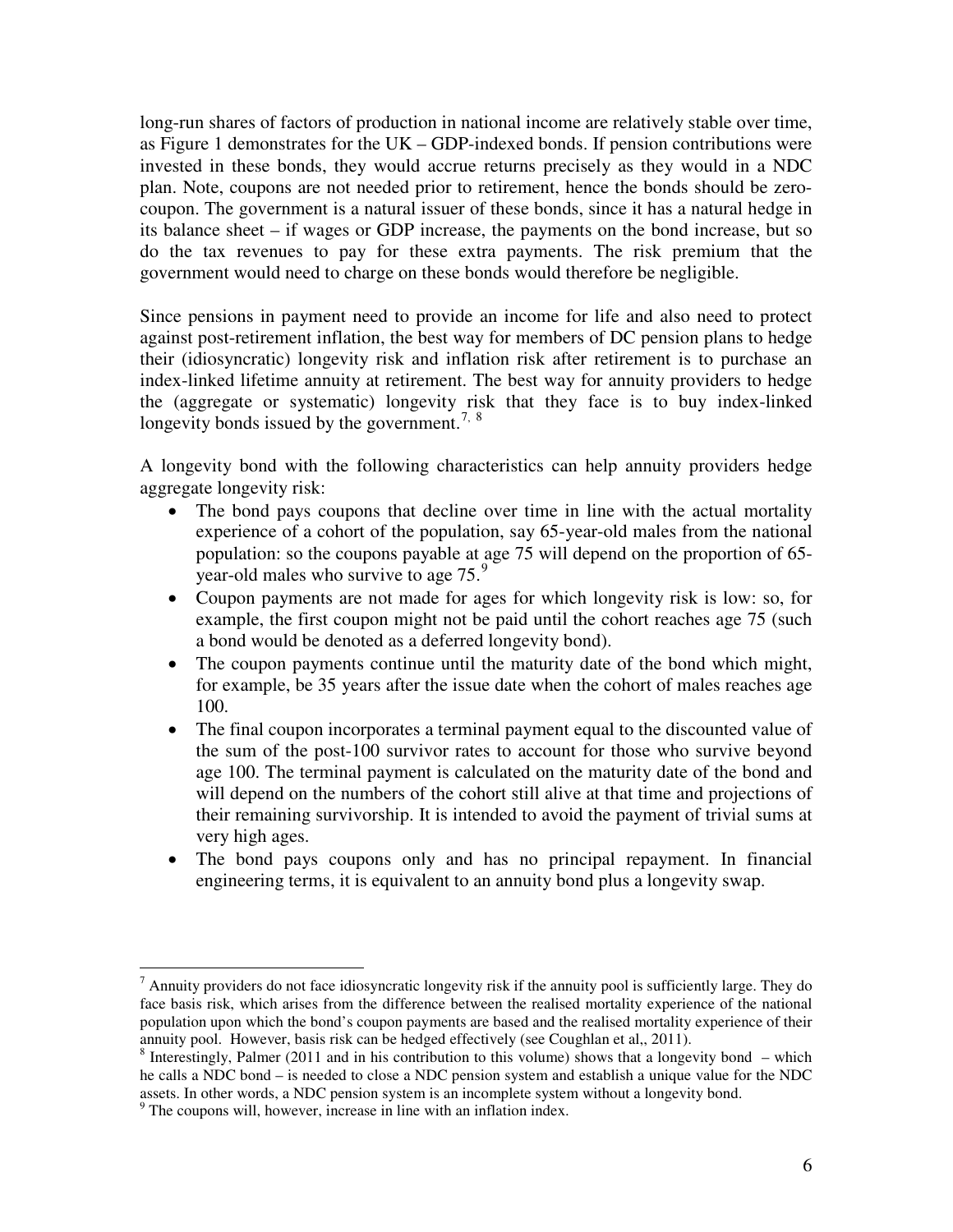long-run shares of factors of production in national income are relatively stable over time, as Figure 1 demonstrates for the UK – GDP-indexed bonds. If pension contributions were invested in these bonds, they would accrue returns precisely as they would in a NDC plan. Note, coupons are not needed prior to retirement, hence the bonds should be zero-coupon. The government is a natural issuer of these bonds, since it has a natural hedge in its balance sheet – if wages or GDP increase, the payments on the bond increase, but so do the tax revenues to pay for these extra payments. The risk premium that the government would need to charge on these bonds would therefore be negligible.

Since pensions in payment need to provide an income for life and also need to protect against post-retirement inflation, the best way for members of DC pension plans to hedge their (idiosyncratic) longevity risk and inflation risk after retirement is to purchase an index-linked lifetime annuity at retirement. The best way for annuity providers to hedge the (aggregate or systematic) longevity risk that they face is to buy index-linked longevity bonds issued by the government.[7, 8]

A longevity bond with the following characteristics can help annuity providers hedge aggregate longevity risk:

- The bond pays coupons that decline over time in line with the actual mortality experience of a cohort of the population, say 65-year-old males from the national population: so the coupons payable at age 75 will depend on the proportion of 65-year-old males who survive to age 75.[9]
- Coupon payments are not made for ages for which longevity risk is low: so, for example, the first coupon might not be paid until the cohort reaches age 75 (such a bond would be denoted as a deferred longevity bond).
- The coupon payments continue until the maturity date of the bond which might, for example, be 35 years after the issue date when the cohort of males reaches age 100.
- The final coupon incorporates a terminal payment equal to the discounted value of the sum of the post-100 survivor rates to account for those who survive beyond age 100. The terminal payment is calculated on the maturity date of the bond and will depend on the numbers of the cohort still alive at that time and projections of their remaining survivorship. It is intended to avoid the payment of trivial sums at very high ages.
- The bond pays coupons only and has no principal repayment. In financial engineering terms, it is equivalent to an annuity bond plus a longevity swap.

[7] Annuity providers do not face idiosyncratic longevity risk if the annuity pool is sufficiently large. They do face basis risk, which arises from the difference between the realised mortality experience of the national population upon which the bond's coupon payments are based and the realised mortality experience of their annuity pool. However, basis risk can be hedged effectively (see Coughlan et al,, 2011).

[8] Interestingly, Palmer (2011 and in his contribution to this volume) shows that a longevity bond – which he calls a NDC bond – is needed to close a NDC pension system and establish a unique value for the NDC assets. In other words, a NDC pension system is an incomplete system without a longevity bond.

[9] The coupons will, however, increase in line with an inflation index.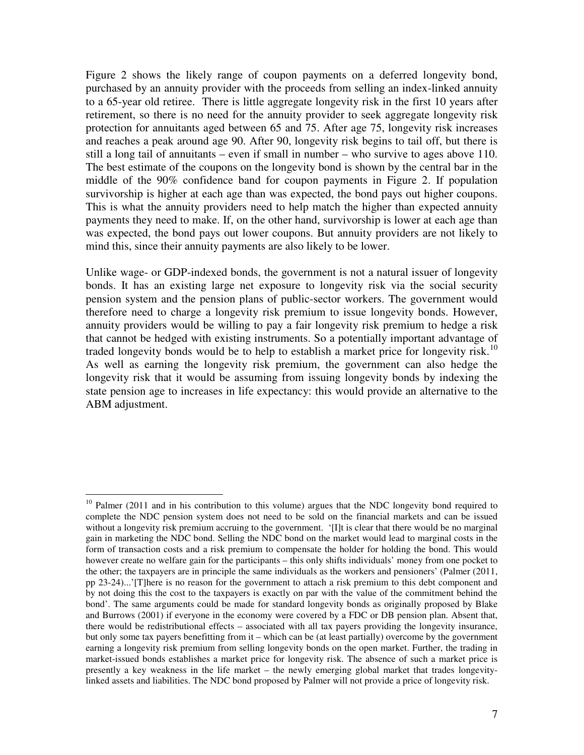Figure 2 shows the likely range of coupon payments on a deferred longevity bond, purchased by an annuity provider with the proceeds from selling an index-linked annuity to a 65-year old retiree. There is little aggregate longevity risk in the first 10 years after retirement, so there is no need for the annuity provider to seek aggregate longevity risk protection for annuitants aged between 65 and 75. After age 75, longevity risk increases and reaches a peak around age 90. After 90, longevity risk begins to tail off, but there is still a long tail of annuitants – even if small in number – who survive to ages above 110. The best estimate of the coupons on the longevity bond is shown by the central bar in the middle of the 90% confidence band for coupon payments in Figure 2. If population survivorship is higher at each age than was expected, the bond pays out higher coupons. This is what the annuity providers need to help match the higher than expected annuity payments they need to make. If, on the other hand, survivorship is lower at each age than was expected, the bond pays out lower coupons. But annuity providers are not likely to mind this, since their annuity payments are also likely to be lower.

Unlike wage- or GDP-indexed bonds, the government is not a natural issuer of longevity bonds. It has an existing large net exposure to longevity risk via the social security pension system and the pension plans of public-sector workers. The government would therefore need to charge a longevity risk premium to issue longevity bonds. However, annuity providers would be willing to pay a fair longevity risk premium to hedge a risk that cannot be hedged with existing instruments. So a potentially important advantage of traded longevity bonds would be to help to establish a market price for longevity risk.[10] As well as earning the longevity risk premium, the government can also hedge the longevity risk that it would be assuming from issuing longevity bonds by indexing the state pension age to increases in life expectancy: this would provide an alternative to the ABM adjustment.

---

[10] Palmer (2011 and in his contribution to this volume) argues that the NDC longevity bond required to complete the NDC pension system does not need to be sold on the financial markets and can be issued without a longevity risk premium accruing to the government. '[I]t is clear that there would be no marginal gain in marketing the NDC bond. Selling the NDC bond on the market would lead to marginal costs in the form of transaction costs and a risk premium to compensate the holder for holding the bond. This would however create no welfare gain for the participants – this only shifts individuals' money from one pocket to the other; the taxpayers are in principle the same individuals as the workers and pensioners' (Palmer (2011, pp 23-24)...'[T]here is no reason for the government to attach a risk premium to this debt component and by not doing this the cost to the taxpayers is exactly on par with the value of the commitment behind the bond'. The same arguments could be made for standard longevity bonds as originally proposed by Blake and Burrows (2001) if everyone in the economy were covered by a FDC or DB pension plan. Absent that, there would be redistributional effects – associated with all tax payers providing the longevity insurance, but only some tax payers benefitting from it – which can be (at least partially) overcome by the government earning a longevity risk premium from selling longevity bonds on the open market. Further, the trading in market-issued bonds establishes a market price for longevity risk. The absence of such a market price is presently a key weakness in the life market – the newly emerging global market that trades longevity-linked assets and liabilities. The NDC bond proposed by Palmer will not provide a price of longevity risk.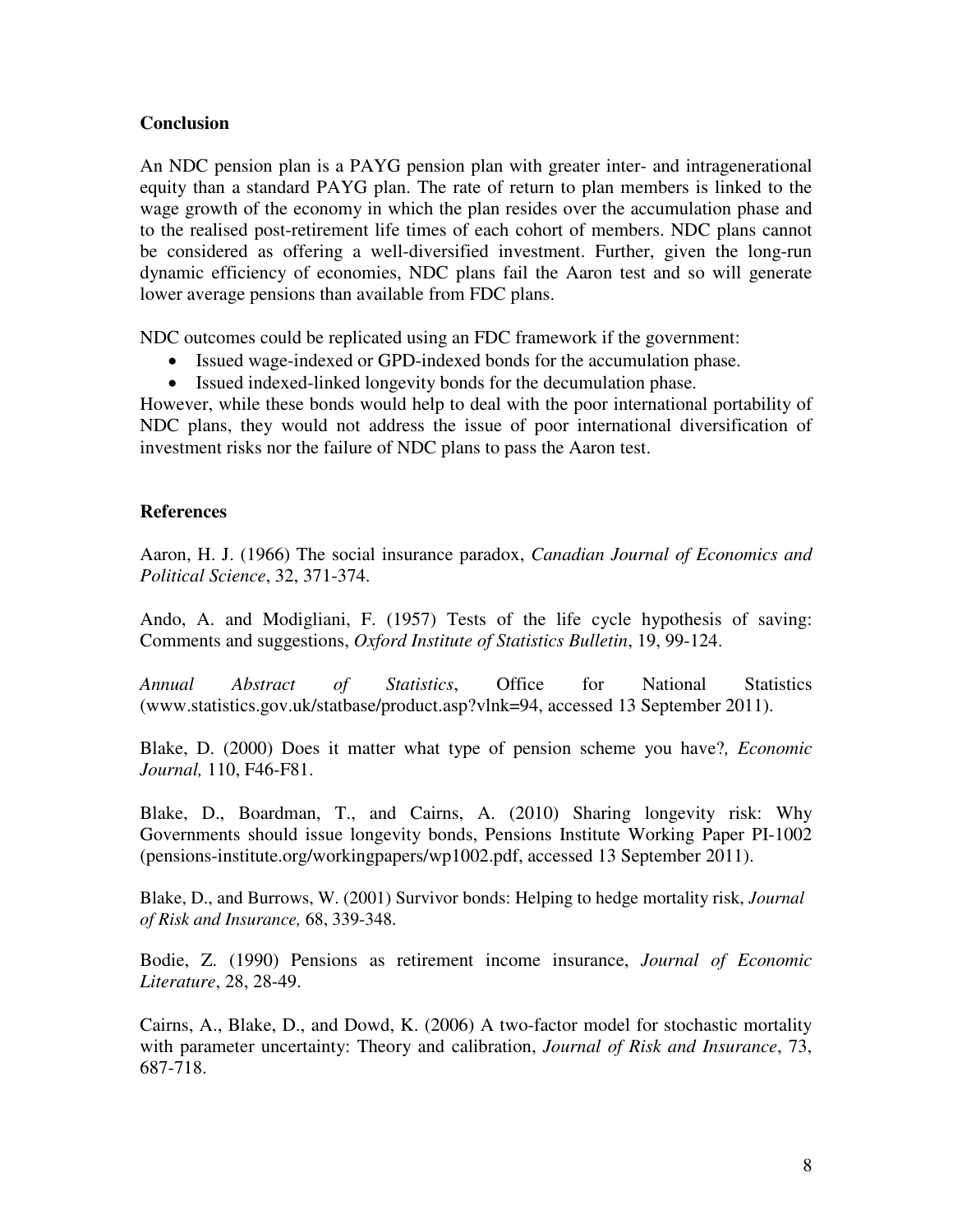## Conclusion

An NDC pension plan is a PAYG pension plan with greater inter- and intragenerational equity than a standard PAYG plan. The rate of return to plan members is linked to the wage growth of the economy in which the plan resides over the accumulation phase and to the realised post-retirement life times of each cohort of members. NDC plans cannot be considered as offering a well-diversified investment. Further, given the long-run dynamic efficiency of economies, NDC plans fail the Aaron test and so will generate lower average pensions than available from FDC plans.

NDC outcomes could be replicated using an FDC framework if the government:

- Issued wage-indexed or GPD-indexed bonds for the accumulation phase.
- Issued indexed-linked longevity bonds for the decumulation phase.

However, while these bonds would help to deal with the poor international portability of NDC plans, they would not address the issue of poor international diversification of investment risks nor the failure of NDC plans to pass the Aaron test.

## References

Aaron, H. J. (1966) The social insurance paradox, *Canadian Journal of Economics and Political Science*, 32, 371-374.

Ando, A. and Modigliani, F. (1957) Tests of the life cycle hypothesis of saving: Comments and suggestions, *Oxford Institute of Statistics Bulletin*, 19, 99-124.

*Annual Abstract of Statistics*, Office for National Statistics (www.statistics.gov.uk/statbase/product.asp?vlnk=94, accessed 13 September 2011).

Blake, D. (2000) Does it matter what type of pension scheme you have?*, Economic Journal,* 110, F46-F81.

Blake, D., Boardman, T., and Cairns, A. (2010) Sharing longevity risk: Why Governments should issue longevity bonds, Pensions Institute Working Paper PI-1002 (pensions-institute.org/workingpapers/wp1002.pdf, accessed 13 September 2011).

Blake, D., and Burrows, W. (2001) Survivor bonds: Helping to hedge mortality risk, *Journal of Risk and Insurance,* 68, 339-348.

Bodie, Z. (1990) Pensions as retirement income insurance, *Journal of Economic Literature*, 28, 28-49.

Cairns, A., Blake, D., and Dowd, K. (2006) A two-factor model for stochastic mortality with parameter uncertainty: Theory and calibration, *Journal of Risk and Insurance*, 73, 687-718.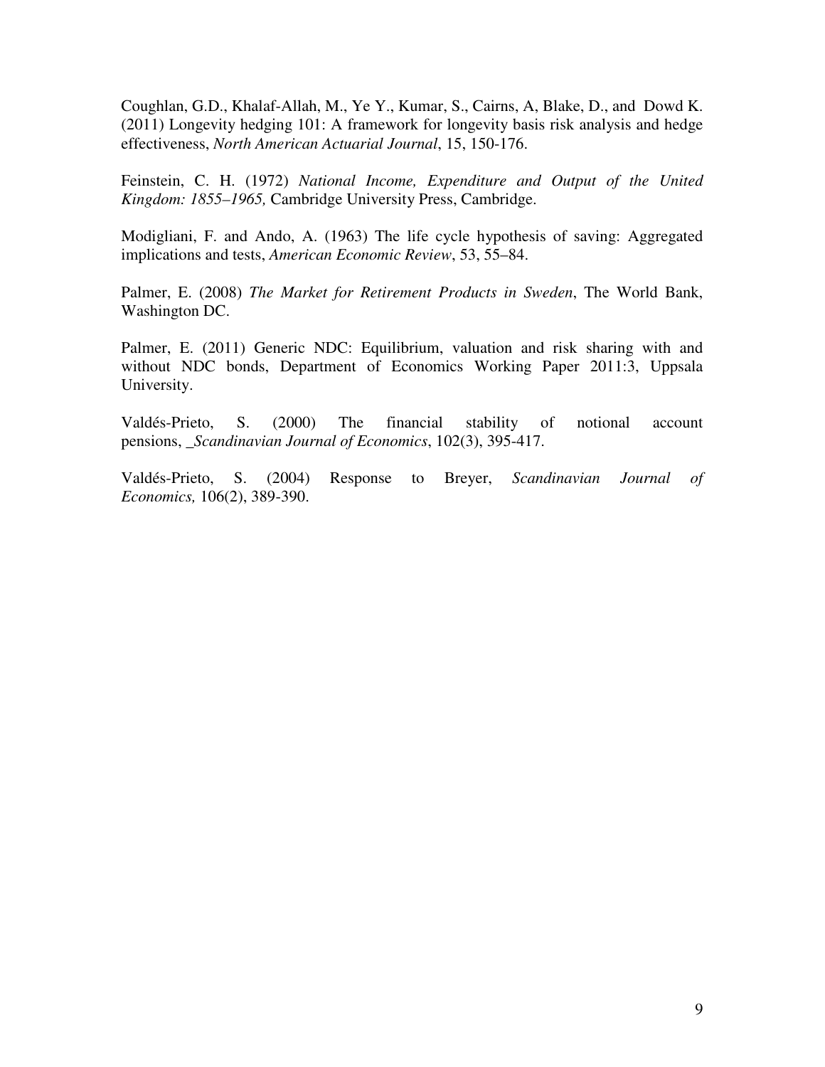Coughlan, G.D., Khalaf-Allah, M., Ye Y., Kumar, S., Cairns, A, Blake, D., and Dowd K. (2011) Longevity hedging 101: A framework for longevity basis risk analysis and hedge effectiveness, *North American Actuarial Journal*, 15, 150-176.

Feinstein, C. H. (1972) *National Income, Expenditure and Output of the United Kingdom: 1855–1965,* Cambridge University Press, Cambridge.

Modigliani, F. and Ando, A. (1963) The life cycle hypothesis of saving: Aggregated implications and tests, *American Economic Review*, 53, 55–84.

Palmer, E. (2008) *The Market for Retirement Products in Sweden*, The World Bank, Washington DC.

Palmer, E. (2011) Generic NDC: Equilibrium, valuation and risk sharing with and without NDC bonds, Department of Economics Working Paper 2011:3, Uppsala University.

Valdés-Prieto, S. (2000) The financial stability of notional account pensions, _*Scandinavian Journal of Economics*, 102(3), 395-417.

Valdés-Prieto, S. (2004) Response to Breyer, *Scandinavian Journal of Economics,* 106(2), 389-390.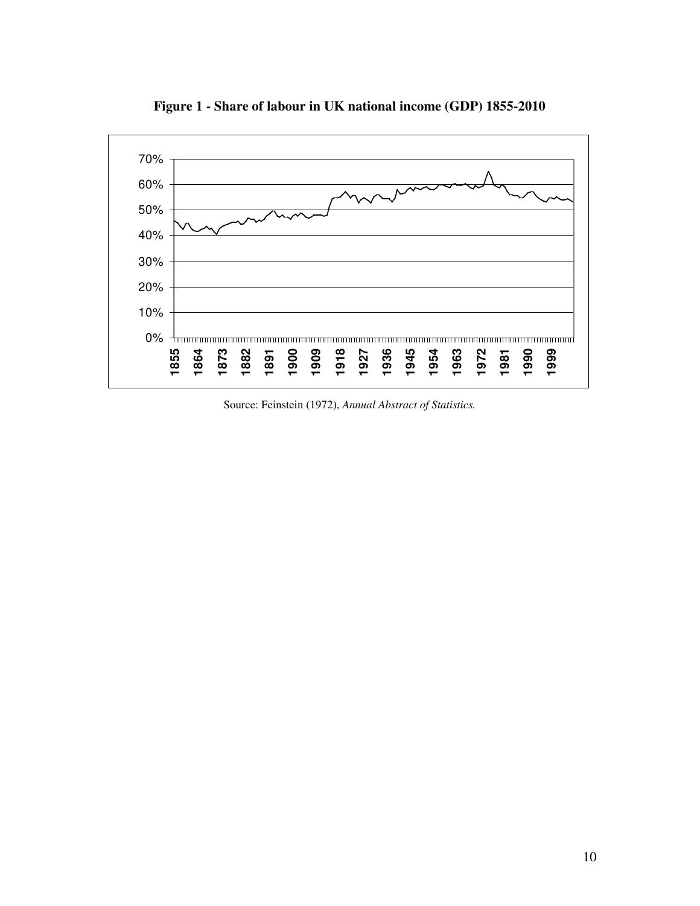**Figure 1 - Share of labour in UK national income (GDP) 1855-2010**

Source: Feinstein (1972), *Annual Abstract of Statistics.*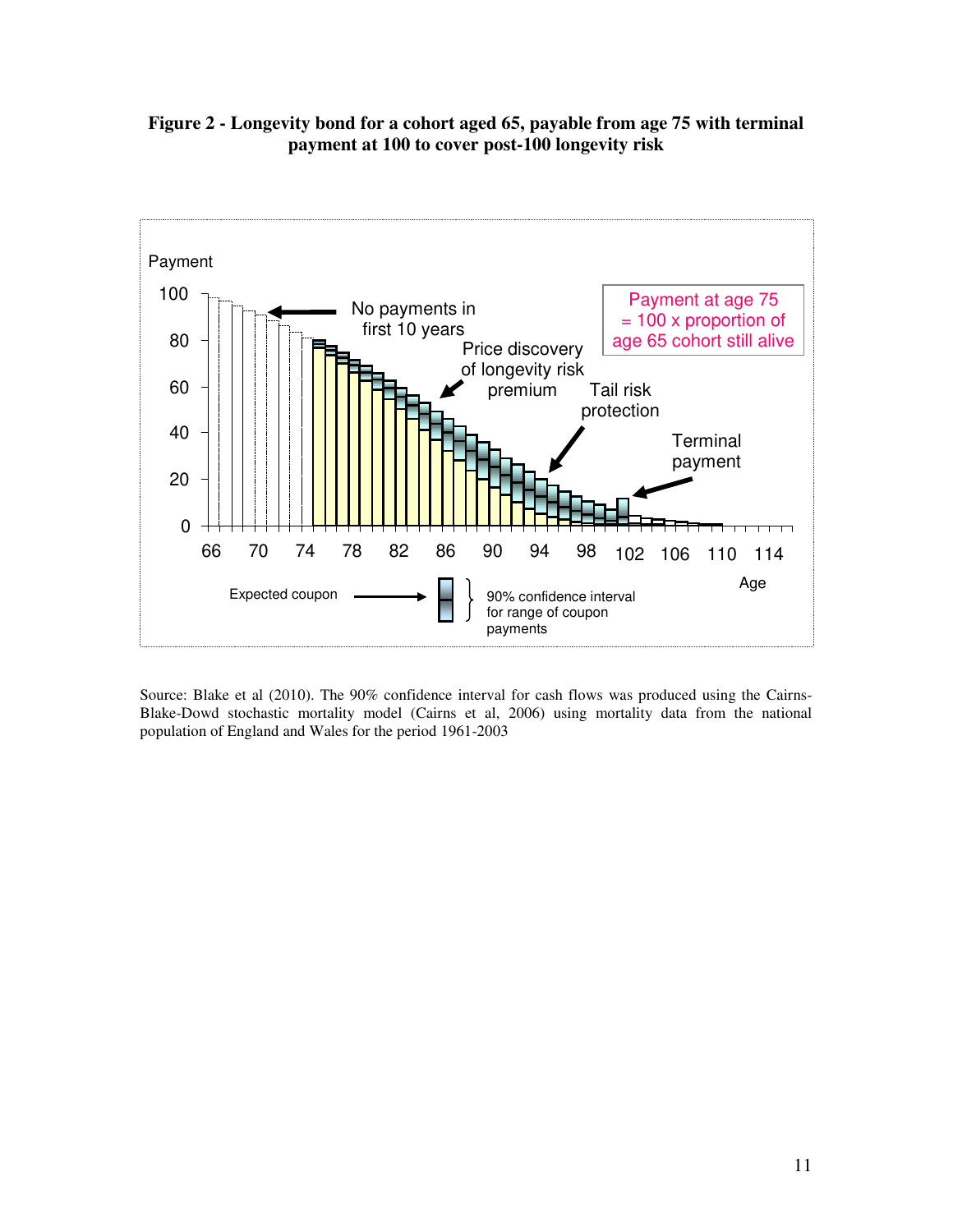**Figure 2 - Longevity bond for a cohort aged 65, payable from age 75 with terminal payment at 100 to cover post-100 longevity risk**

Payment

100
80
60
40
20
0

66 70 74 78 82 86 90 94 98 102 106 110 114

Age

No payments in first 10 years

Payment at age 75 = 100 x proportion of age 65 cohort still alive

Price discovery of longevity risk premium

Tail risk protection

Terminal payment

Expected coupon

90% confidence interval for range of coupon payments

Source: Blake et al (2010). The 90% confidence interval for cash flows was produced using the Cairns-Blake-Dowd stochastic mortality model (Cairns et al, 2006) using mortality data from the national population of England and Wales for the period 1961-2003